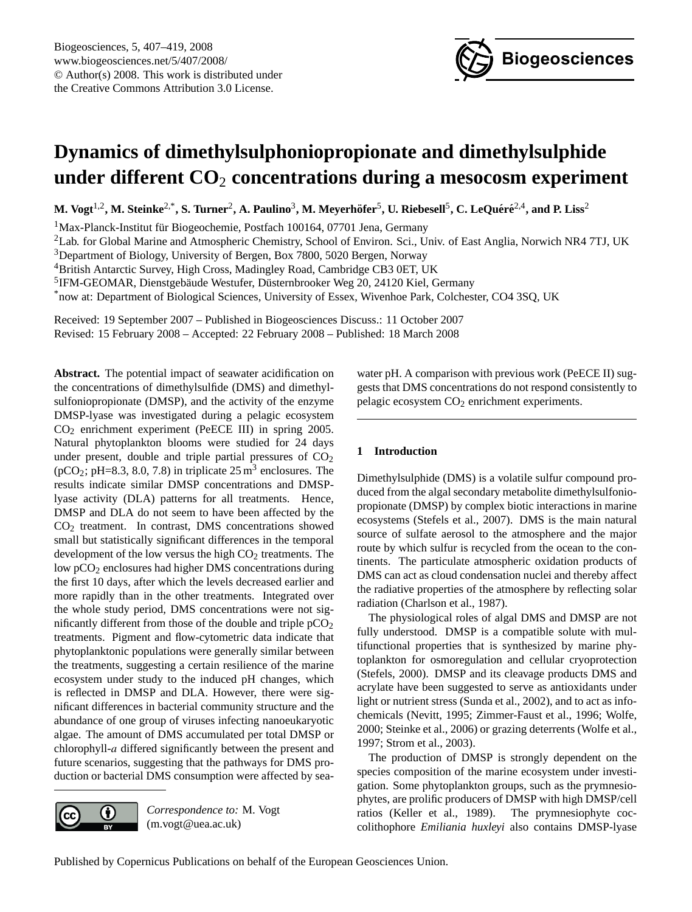# Dynamics of dimethylsulphoniopropionate and dimethylsulphide under different $CO_2$ concentrations during a mesocosm experiment

**M. Vogt[1,2], M. Steinke[2,*], S. Turner[2], A. Paulino[3], M. Meyerhöfer[5], U. Riebesell[5], C. LeQuéré[2,4], and P. Liss[2]**

[1]Max-Planck-Institut für Biogeochemie, Postfach 100164, 07701 Jena, Germany
[2]Lab. for Global Marine and Atmospheric Chemistry, School of Environ. Sci., Univ. of East Anglia, Norwich NR4 7TJ, UK
[3]Department of Biology, University of Bergen, Box 7800, 5020 Bergen, Norway
[4]British Antarctic Survey, High Cross, Madingley Road, Cambridge CB3 0ET, UK
[5]IFM-GEOMAR, Dienstgebäude Westufer, Düsternbrooker Weg 20, 24120 Kiel, Germany
[*]now at: Department of Biological Sciences, University of Essex, Wivenhoe Park, Colchester, CO4 3SQ, UK

Received: 19 September 2007 – Published in Biogeosciences Discuss.: 11 October 2007
Revised: 15 February 2008 – Accepted: 22 February 2008 – Published: 18 March 2008

**Abstract.** The potential impact of seawater acidification on the concentrations of dimethylsulfide (DMS) and dimethylsulfoniopropionate (DMSP), and the activity of the enzyme DMSP-lyase was investigated during a pelagic ecosystem $CO_2$ enrichment experiment (PeECE III) in spring 2005. Natural phytoplankton blooms were studied for 24 days under present, double and triple partial pressures of $CO_2$ ($pCO_2$; pH=8.3, 8.0, 7.8) in triplicate 25 $m^3$ enclosures. The results indicate similar DMSP concentrations and DMSP-lyase activity (DLA) patterns for all treatments. Hence, DMSP and DLA do not seem to have been affected by the $CO_2$ treatment. In contrast, DMS concentrations showed small but statistically significant differences in the temporal development of the low versus the high $CO_2$ treatments. The low $pCO_2$ enclosures had higher DMS concentrations during the first 10 days, after which the levels decreased earlier and more rapidly than in the other treatments. Integrated over the whole study period, DMS concentrations were not significantly different from those of the double and triple $pCO_2$ treatments. Pigment and flow-cytometric data indicate that phytoplanktonic populations were generally similar between the treatments, suggesting a certain resilience of the marine ecosystem under study to the induced pH changes, which is reflected in DMSP and DLA. However, there were significant differences in bacterial community structure and the abundance of one group of viruses infecting nanoeukaryotic algae. The amount of DMS accumulated per total DMSP or chlorophyll-*a* differed significantly between the present and future scenarios, suggesting that the pathways for DMS production or bacterial DMS consumption were affected by seawater pH. A comparison with previous work (PeECE II) suggests that DMS concentrations do not respond consistently to pelagic ecosystem $CO_2$ enrichment experiments.

*Correspondence to:* M. Vogt
(m.vogt@uea.ac.uk)

## 1 Introduction

Dimethylsulphide (DMS) is a volatile sulfur compound produced from the algal secondary metabolite dimethylsulfoniopropionate (DMSP) by complex biotic interactions in marine ecosystems (Stefels et al., 2007). DMS is the main natural source of sulfate aerosol to the atmosphere and the major route by which sulfur is recycled from the ocean to the continents. The particulate atmospheric oxidation products of DMS can act as cloud condensation nuclei and thereby affect the radiative properties of the atmosphere by reflecting solar radiation (Charlson et al., 1987).

The physiological roles of algal DMS and DMSP are not fully understood. DMSP is a compatible solute with multifunctional properties that is synthesized by marine phytoplankton for osmoregulation and cellular cryoprotection (Stefels, 2000). DMSP and its cleavage products DMS and acrylate have been suggested to serve as antioxidants under light or nutrient stress (Sunda et al., 2002), and to act as infochemicals (Nevitt, 1995; Zimmer-Faust et al., 1996; Wolfe, 2000; Steinke et al., 2006) or grazing deterrents (Wolfe et al., 1997; Strom et al., 2003).

The production of DMSP is strongly dependent on the species composition of the marine ecosystem under investigation. Some phytoplankton groups, such as the prymnesiophytes, are prolific producers of DMSP with high DMSP/cell ratios (Keller et al., 1989). The prymnesiophyte coccolithophore *Emiliania huxleyi* also contains DMSP-lyase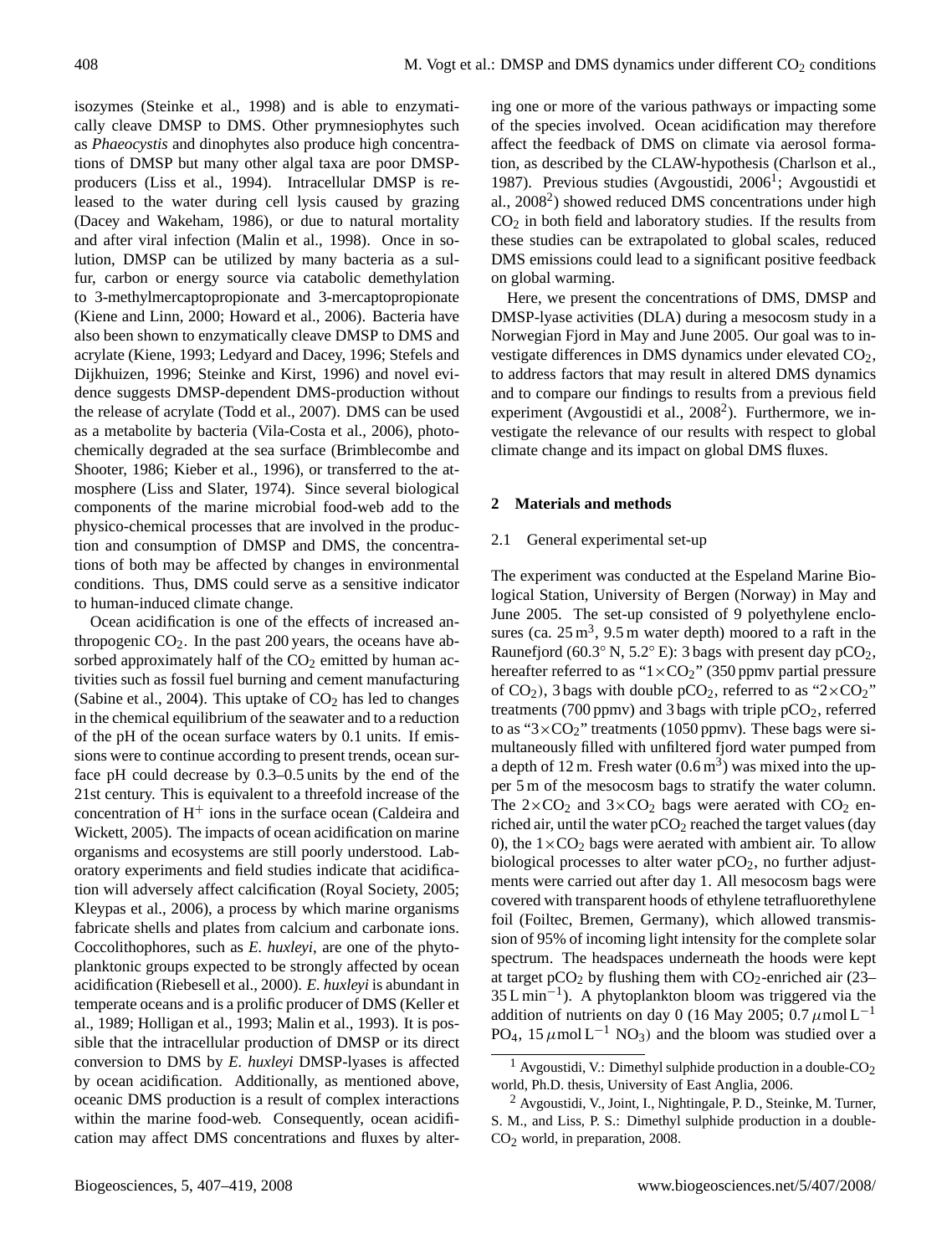isozymes (Steinke et al., 1998) and is able to enzymatically cleave DMSP to DMS. Other prymnesiophytes such as *Phaeocystis* and dinophytes also produce high concentrations of DMSP but many other algal taxa are poor DMSP-producers (Liss et al., 1994). Intracellular DMSP is released to the water during cell lysis caused by grazing (Dacey and Wakeham, 1986), or due to natural mortality and after viral infection (Malin et al., 1998). Once in solution, DMSP can be utilized by many bacteria as a sulfur, carbon or energy source via catabolic demethylation to 3-methylmercaptopropionate and 3-mercaptopropionate (Kiene and Linn, 2000; Howard et al., 2006). Bacteria have also been shown to enzymatically cleave DMSP to DMS and acrylate (Kiene, 1993; Ledyard and Dacey, 1996; Stefels and Dijkhuizen, 1996; Steinke and Kirst, 1996) and novel evidence suggests DMSP-dependent DMS-production without the release of acrylate (Todd et al., 2007). DMS can be used as a metabolite by bacteria (Vila-Costa et al., 2006), photochemically degraded at the sea surface (Brimblecombe and Shooter, 1986; Kieber et al., 1996), or transferred to the atmosphere (Liss and Slater, 1974). Since several biological components of the marine microbial food-web add to the physico-chemical processes that are involved in the production and consumption of DMSP and DMS, the concentrations of both may be affected by changes in environmental conditions. Thus, DMS could serve as a sensitive indicator to human-induced climate change.

Ocean acidification is one of the effects of increased anthropogenic $CO_2$. In the past 200 years, the oceans have absorbed approximately half of the $CO_2$ emitted by human activities such as fossil fuel burning and cement manufacturing (Sabine et al., 2004). This uptake of $CO_2$ has led to changes in the chemical equilibrium of the seawater and to a reduction of the pH of the ocean surface waters by 0.1 units. If emissions were to continue according to present trends, ocean surface pH could decrease by 0.3–0.5 units by the end of the 21st century. This is equivalent to a threefold increase of the concentration of $H^+$ ions in the surface ocean (Caldeira and Wickett, 2005). The impacts of ocean acidification on marine organisms and ecosystems are still poorly understood. Laboratory experiments and field studies indicate that acidification will adversely affect calcification (Royal Society, 2005; Kleypas et al., 2006), a process by which marine organisms fabricate shells and plates from calcium and carbonate ions. Coccolithophores, such as *E. huxleyi*, are one of the phytoplanktonic groups expected to be strongly affected by ocean acidification (Riebesell et al., 2000). *E. huxleyi* is abundant in temperate oceans and is a prolific producer of DMS (Keller et al., 1989; Holligan et al., 1993; Malin et al., 1993). It is possible that the intracellular production of DMSP or its direct conversion to DMS by *E. huxleyi* DMSP-lyases is affected by ocean acidification. Additionally, as mentioned above, oceanic DMS production is a result of complex interactions within the marine food-web. Consequently, ocean acidification may affect DMS concentrations and fluxes by altering one or more of the various pathways or impacting some of the species involved. Ocean acidification may therefore affect the feedback of DMS on climate via aerosol formation, as described by the CLAW-hypothesis (Charlson et al., 1987). Previous studies (Avgoustidi, 2006[1]; Avgoustidi et al., 2008[2]) showed reduced DMS concentrations under high $CO_2$ in both field and laboratory studies. If the results from these studies can be extrapolated to global scales, reduced DMS emissions could lead to a significant positive feedback on global warming.

Here, we present the concentrations of DMS, DMSP and DMSP-lyase activities (DLA) during a mesocosm study in a Norwegian Fjord in May and June 2005. Our goal was to investigate differences in DMS dynamics under elevated $CO_2$, to address factors that may result in altered DMS dynamics and to compare our findings to results from a previous field experiment (Avgoustidi et al., 2008[2]). Furthermore, we investigate the relevance of our results with respect to global climate change and its impact on global DMS fluxes.

## 2 Materials and methods

### 2.1 General experimental set-up

The experiment was conducted at the Espeland Marine Biological Station, University of Bergen (Norway) in May and June 2005. The set-up consisted of 9 polyethylene enclosures (ca. 25 $m^3$, 9.5 m water depth) moored to a raft in the Raunefjord (60.3° N, 5.2° E): 3 bags with present day $pCO_2$, hereafter referred to as "$1\times CO_2$" (350 ppmv partial pressure of $CO_2$), 3 bags with double $pCO_2$, referred to as "$2\times CO_2$" treatments (700 ppmv) and 3 bags with triple $pCO_2$, referred to as "$3\times CO_2$" treatments (1050 ppmv). These bags were simultaneously filled with unfiltered fjord water pumped from a depth of 12 m. Fresh water (0.6 $m^3$) was mixed into the upper 5 m of the mesocosm bags to stratify the water column. The $2\times CO_2$ and $3\times CO_2$ bags were aerated with $CO_2$ enriched air, until the water $pCO_2$ reached the target values (day 0), the $1\times CO_2$ bags were aerated with ambient air. To allow biological processes to alter water $pCO_2$, no further adjustments were carried out after day 1. All mesocosm bags were covered with transparent hoods of ethylene tetrafluorethylene foil (Foiltec, Bremen, Germany), which allowed transmission of 95% of incoming light intensity for the complete solar spectrum. The headspaces underneath the hoods were kept at target $pCO_2$ by flushing them with $CO_2$-enriched air (23–35 $L\,min^{-1}$). A phytoplankton bloom was triggered via the addition of nutrients on day 0 (16 May 2005; 0.7 $\mu mol\,L^{-1}$ $PO_4$, 15 $\mu mol\,L^{-1}$ $NO_3$) and the bloom was studied over a

[1] Avgoustidi, V.: Dimethyl sulphide production in a double-$CO_2$ world, Ph.D. thesis, University of East Anglia, 2006.

[2] Avgoustidi, V., Joint, I., Nightingale, P. D., Steinke, M. Turner, S. M., and Liss, P. S.: Dimethyl sulphide production in a double-$CO_2$ world, in preparation, 2008.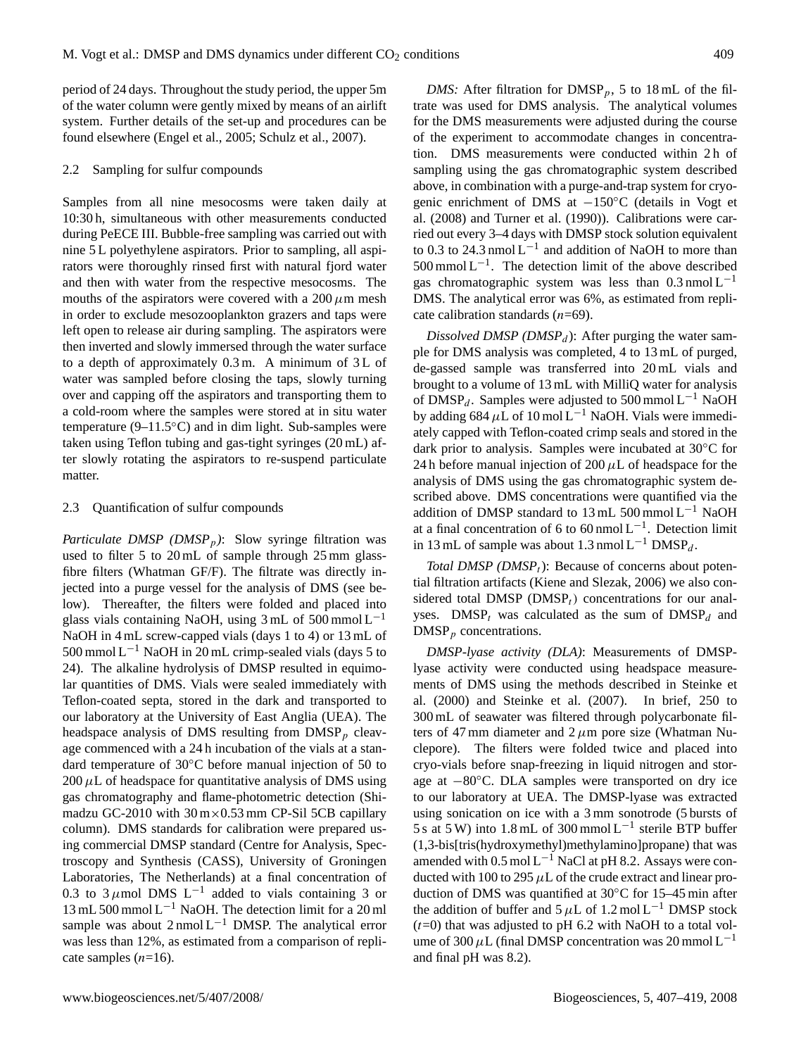period of 24 days. Throughout the study period, the upper 5m of the water column were gently mixed by means of an airlift system. Further details of the set-up and procedures can be found elsewhere (Engel et al., 2005; Schulz et al., 2007).

### 2.2 Sampling for sulfur compounds

Samples from all nine mesocosms were taken daily at 10:30 h, simultaneous with other measurements conducted during PeECE III. Bubble-free sampling was carried out with nine 5 L polyethylene aspirators. Prior to sampling, all aspirators were thoroughly rinsed first with natural fjord water and then with water from the respective mesocosms. The mouths of the aspirators were covered with a 200 $\mu$m mesh in order to exclude mesozooplankton grazers and taps were left open to release air during sampling. The aspirators were then inverted and slowly immersed through the water surface to a depth of approximately 0.3 m. A minimum of 3 L of water was sampled before closing the taps, slowly turning over and capping off the aspirators and transporting them to a cold-room where the samples were stored at in situ water temperature (9–11.5°C) and in dim light. Sub-samples were taken using Teflon tubing and gas-tight syringes (20 mL) after slowly rotating the aspirators to re-suspend particulate matter.

### 2.3 Quantification of sulfur compounds

*Particulate DMSP ($DMSP_p$)*: Slow syringe filtration was used to filter 5 to 20 mL of sample through 25 mm glass-fibre filters (Whatman GF/F). The filtrate was directly injected into a purge vessel for the analysis of DMS (see below). Thereafter, the filters were folded and placed into glass vials containing NaOH, using 3 mL of 500 mmol $L^{-1}$ NaOH in 4 mL screw-capped vials (days 1 to 4) or 13 mL of 500 mmol $L^{-1}$ NaOH in 20 mL crimp-sealed vials (days 5 to 24). The alkaline hydrolysis of DMSP resulted in equimolar quantities of DMS. Vials were sealed immediately with Teflon-coated septa, stored in the dark and transported to our laboratory at the University of East Anglia (UEA). The headspace analysis of DMS resulting from $DMSP_p$ cleavage commenced with a 24 h incubation of the vials at a standard temperature of 30°C before manual injection of 50 to 200 $\mu$L of headspace for quantitative analysis of DMS using gas chromatography and flame-photometric detection (Shimadzu GC-2010 with 30 m×0.53 mm CP-Sil 5CB capillary column). DMS standards for calibration were prepared using commercial DMSP standard (Centre for Analysis, Spectroscopy and Synthesis (CASS), University of Groningen Laboratories, The Netherlands) at a final concentration of 0.3 to 3 $\mu$mol DMS $L^{-1}$ added to vials containing 3 or 13 mL 500 mmol $L^{-1}$ NaOH. The detection limit for a 20 ml sample was about 2 nmol $L^{-1}$ DMSP. The analytical error was less than 12%, as estimated from a comparison of replicate samples ($n$=16).

*DMS:* After filtration for $DMSP_p$, 5 to 18 mL of the filtrate was used for DMS analysis. The analytical volumes for the DMS measurements were adjusted during the course of the experiment to accommodate changes in concentration. DMS measurements were conducted within 2 h of sampling using the gas chromatographic system described above, in combination with a purge-and-trap system for cryogenic enrichment of DMS at −150°C (details in Vogt et al. (2008) and Turner et al. (1990)). Calibrations were carried out every 3–4 days with DMSP stock solution equivalent to 0.3 to 24.3 nmol $L^{-1}$ and addition of NaOH to more than 500 mmol $L^{-1}$. The detection limit of the above described gas chromatographic system was less than 0.3 nmol $L^{-1}$ DMS. The analytical error was 6%, as estimated from replicate calibration standards ($n$=69).

*Dissolved DMSP ($DMSP_d$)*: After purging the water sample for DMS analysis was completed, 4 to 13 mL of purged, de-gassed sample was transferred into 20 mL vials and brought to a volume of 13 mL with MilliQ water for analysis of $DMSP_d$. Samples were adjusted to 500 mmol $L^{-1}$ NaOH by adding 684 $\mu$L of 10 mol $L^{-1}$ NaOH. Vials were immediately capped with Teflon-coated crimp seals and stored in the dark prior to analysis. Samples were incubated at 30°C for 24 h before manual injection of 200 $\mu$L of headspace for the analysis of DMS using the gas chromatographic system described above. DMS concentrations were quantified via the addition of DMSP standard to 13 mL 500 mmol $L^{-1}$ NaOH at a final concentration of 6 to 60 nmol $L^{-1}$. Detection limit in 13 mL of sample was about 1.3 nmol $L^{-1}$ $DMSP_d$.

*Total DMSP ($DMSP_t$)*: Because of concerns about potential filtration artifacts (Kiene and Slezak, 2006) we also considered total DMSP ($DMSP_t$) concentrations for our analyses. $DMSP_t$ was calculated as the sum of $DMSP_d$ and $DMSP_p$ concentrations.

*DMSP-lyase activity (DLA)*: Measurements of DMSP-lyase activity were conducted using headspace measurements of DMS using the methods described in Steinke et al. (2000) and Steinke et al. (2007). In brief, 250 to 300 mL of seawater was filtered through polycarbonate filters of 47 mm diameter and 2 $\mu$m pore size (Whatman Nuclepore). The filters were folded twice and placed into cryo-vials before snap-freezing in liquid nitrogen and storage at −80°C. DLA samples were transported on dry ice to our laboratory at UEA. The DMSP-lyase was extracted using sonication on ice with a 3 mm sonotrode (5 bursts of 5 s at 5 W) into 1.8 mL of 300 mmol $L^{-1}$ sterile BTP buffer (1,3-bis[tris(hydroxymethyl)methylamino]propane) that was amended with 0.5 mol $L^{-1}$ NaCl at pH 8.2. Assays were conducted with 100 to 295 $\mu$L of the crude extract and linear production of DMS was quantified at 30°C for 15–45 min after the addition of buffer and 5 $\mu$L of 1.2 mol $L^{-1}$ DMSP stock ($t$=0) that was adjusted to pH 6.2 with NaOH to a total volume of 300 $\mu$L (final DMSP concentration was 20 mmol $L^{-1}$ and final pH was 8.2).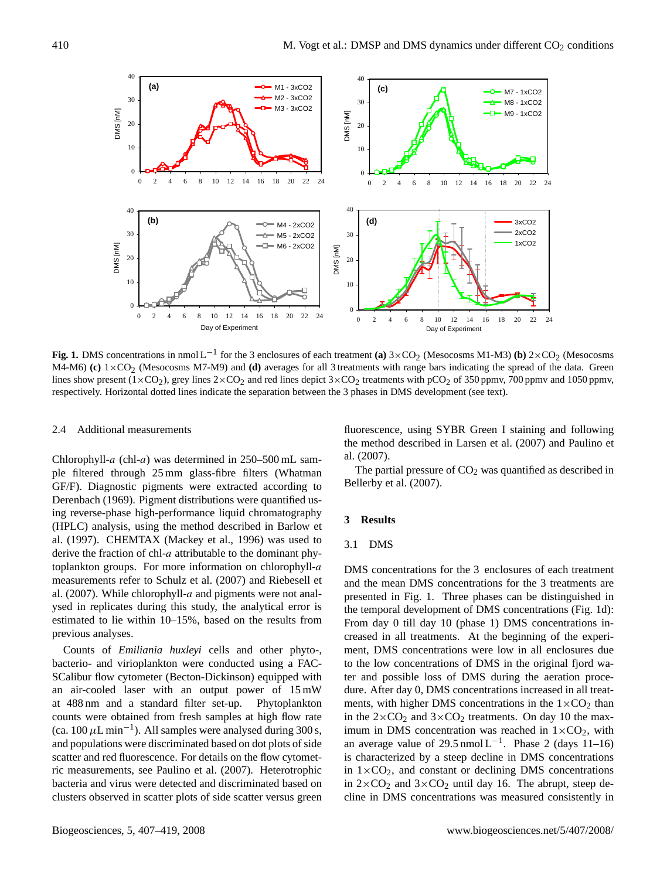**Fig. 1.** DMS concentrations in nmol $L^{-1}$ for the 3 enclosures of each treatment **(a)** $3\times CO_2$ (Mesocosms M1-M3) **(b)** $2\times CO_2$ (Mesocosms M4-M6) **(c)** $1\times CO_2$ (Mesocosms M7-M9) and **(d)** averages for all 3 treatments with range bars indicating the spread of the data. Green lines show present ($1\times CO_2$), grey lines $2\times CO_2$ and red lines depict $3\times CO_2$ treatments with $pCO_2$ of 350 ppmv, 700 ppmv and 1050 ppmv, respectively. Horizontal dotted lines indicate the separation between the 3 phases in DMS development (see text).

### 2.4 Additional measurements

Chlorophyll-*a* (chl-*a*) was determined in 250–500 mL sample filtered through 25 mm glass-fibre filters (Whatman GF/F). Diagnostic pigments were extracted according to Derenbach (1969). Pigment distributions were quantified using reverse-phase high-performance liquid chromatography (HPLC) analysis, using the method described in Barlow et al. (1997). CHEMTAX (Mackey et al., 1996) was used to derive the fraction of chl-*a* attributable to the dominant phytoplankton groups. For more information on chlorophyll-*a* measurements refer to Schulz et al. (2007) and Riebesell et al. (2007). While chlorophyll-*a* and pigments were not analysed in replicates during this study, the analytical error is estimated to lie within 10–15%, based on the results from previous analyses.

Counts of *Emiliania huxleyi* cells and other phyto-, bacterio- and virioplankton were conducted using a FACSCalibur flow cytometer (Becton-Dickinson) equipped with an air-cooled laser with an output power of 15 mW at 488 nm and a standard filter set-up. Phytoplankton counts were obtained from fresh samples at high flow rate (ca. 100 $\mu$L $\min^{-1}$). All samples were analysed during 300 s, and populations were discriminated based on dot plots of side scatter and red fluorescence. For details on the flow cytometric measurements, see Paulino et al. (2007). Heterotrophic bacteria and virus were detected and discriminated based on clusters observed in scatter plots of side scatter versus green fluorescence, using SYBR Green I staining and following the method described in Larsen et al. (2007) and Paulino et al. (2007).

The partial pressure of $CO_2$ was quantified as described in Bellerby et al. (2007).

## 3 Results

### 3.1 DMS

DMS concentrations for the 3 enclosures of each treatment and the mean DMS concentrations for the 3 treatments are presented in Fig. 1. Three phases can be distinguished in the temporal development of DMS concentrations (Fig. 1d): From day 0 till day 10 (phase 1) DMS concentrations increased in all treatments. At the beginning of the experiment, DMS concentrations were low in all enclosures due to the low concentrations of DMS in the original fjord water and possible loss of DMS during the aeration procedure. After day 0, DMS concentrations increased in all treatments, with higher DMS concentrations in the $1\times CO_2$ than in the $2\times CO_2$ and $3\times CO_2$ treatments. On day 10 the maximum in DMS concentration was reached in $1\times CO_2$, with an average value of 29.5 nmol $L^{-1}$. Phase 2 (days 11–16) is characterized by a steep decline in DMS concentrations in $1\times CO_2$, and constant or declining DMS concentrations in $2\times CO_2$ and $3\times CO_2$ until day 16. The abrupt, steep decline in DMS concentrations was measured consistently in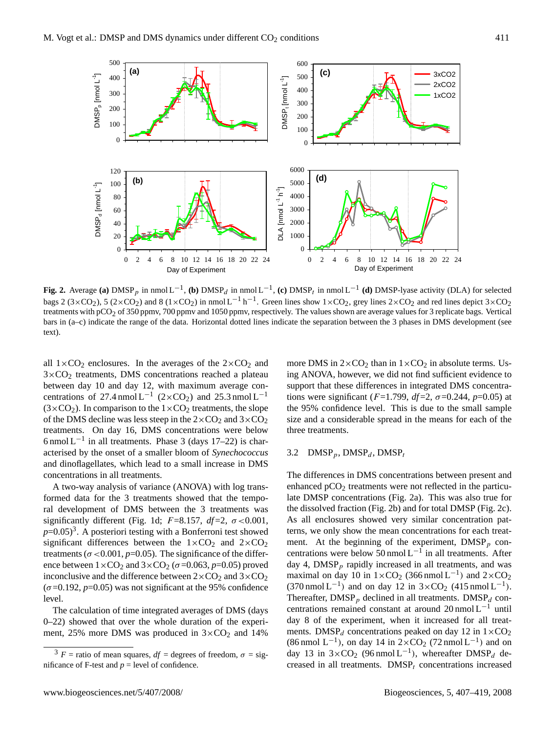**Fig. 2.** Average **(a)** $DMSP_p$ in nmol $L^{-1}$, **(b)** $DMSP_d$ in nmol $L^{-1}$, **(c)** $DMSP_t$ in nmol $L^{-1}$ **(d)** DMSP-lyase activity (DLA) for selected bags 2 ($3\times CO_2$), 5 ($2\times CO_2$) and 8 ($1\times CO_2$) in nmol $L^{-1}$ $h^{-1}$. Green lines show $1\times CO_2$, grey lines $2\times CO_2$ and red lines depict $3\times CO_2$ treatments with $pCO_2$ of 350 ppmv, 700 ppmv and 1050 ppmv, respectively. The values shown are average values for 3 replicate bags. Vertical bars in (a–c) indicate the range of the data. Horizontal dotted lines indicate the separation between the 3 phases in DMS development (see text).

all $1\times CO_2$ enclosures. In the averages of the $2\times CO_2$ and $3\times CO_2$ treatments, DMS concentrations reached a plateau between day 10 and day 12, with maximum average concentrations of 27.4 nmol $L^{-1}$ ($2\times CO_2$) and 25.3 nmol $L^{-1}$ ($3\times CO_2$). In comparison to the $1\times CO_2$ treatments, the slope of the DMS decline was less steep in the $2\times CO_2$ and $3\times CO_2$ treatments. On day 16, DMS concentrations were below 6 nmol $L^{-1}$ in all treatments. Phase 3 (days 17–22) is characterised by the onset of a smaller bloom of *Synechococcus* and dinoflagellates, which lead to a small increase in DMS concentrations in all treatments.

A two-way analysis of variance (ANOVA) with log transformed data for the 3 treatments showed that the temporal development of DMS between the 3 treatments was significantly different (Fig. 1d; $F$=8.157, $df$=2, $\sigma<0.001$, $p$=0.05)[3]. A posteriori testing with a Bonferroni test showed significant differences between the $1\times CO_2$ and $2\times CO_2$ treatments ($\sigma<0.001$, $p$=0.05). The significance of the difference between $1\times CO_2$ and $3\times CO_2$ ($\sigma$=0.063, $p$=0.05) proved inconclusive and the difference between $2\times CO_2$ and $3\times CO_2$ ($\sigma$=0.192, $p$=0.05) was not significant at the 95% confidence level.

The calculation of time integrated averages of DMS (days 0–22) showed that over the whole duration of the experiment, 25% more DMS was produced in $3\times CO_2$ and 14% more DMS in $2\times CO_2$ than in $1\times CO_2$ in absolute terms. Using ANOVA, however, we did not find sufficient evidence to support that these differences in integrated DMS concentrations were significant ($F$=1.799, $df$=2, $\sigma$=0.244, $p$=0.05) at the 95% confidence level. This is due to the small sample size and a considerable spread in the means for each of the three treatments.

[3] $F$ = ratio of mean squares, $df$ = degrees of freedom, $\sigma$ = significance of F-test and $p$ = level of confidence.

### 3.2 $DMSP_p$, $DMSP_d$, $DMSP_t$

The differences in DMS concentrations between present and enhanced $pCO_2$ treatments were not reflected in the particulate DMSP concentrations (Fig. 2a). This was also true for the dissolved fraction (Fig. 2b) and for total DMSP (Fig. 2c). As all enclosures showed very similar concentration patterns, we only show the mean concentrations for each treatment. At the beginning of the experiment, $DMSP_p$ concentrations were below 50 nmol $L^{-1}$ in all treatments. After day 4, $DMSP_p$ rapidly increased in all treatments, and was maximal on day 10 in $1\times CO_2$ (366 nmol $L^{-1}$) and $2\times CO_2$ (370 nmol $L^{-1}$) and on day 12 in $3\times CO_2$ (415 nmol $L^{-1}$). Thereafter, $DMSP_p$ declined in all treatments. $DMSP_d$ concentrations remained constant at around 20 nmol $L^{-1}$ until day 8 of the experiment, when it increased for all treatments. $DMSP_d$ concentrations peaked on day 12 in $1\times CO_2$ (86 nmol $L^{-1}$), on day 14 in $2\times CO_2$ (72 nmol $L^{-1}$) and on day 13 in $3\times CO_2$ (96 nmol $L^{-1}$), whereafter $DMSP_d$ decreased in all treatments. $DMSP_t$ concentrations increased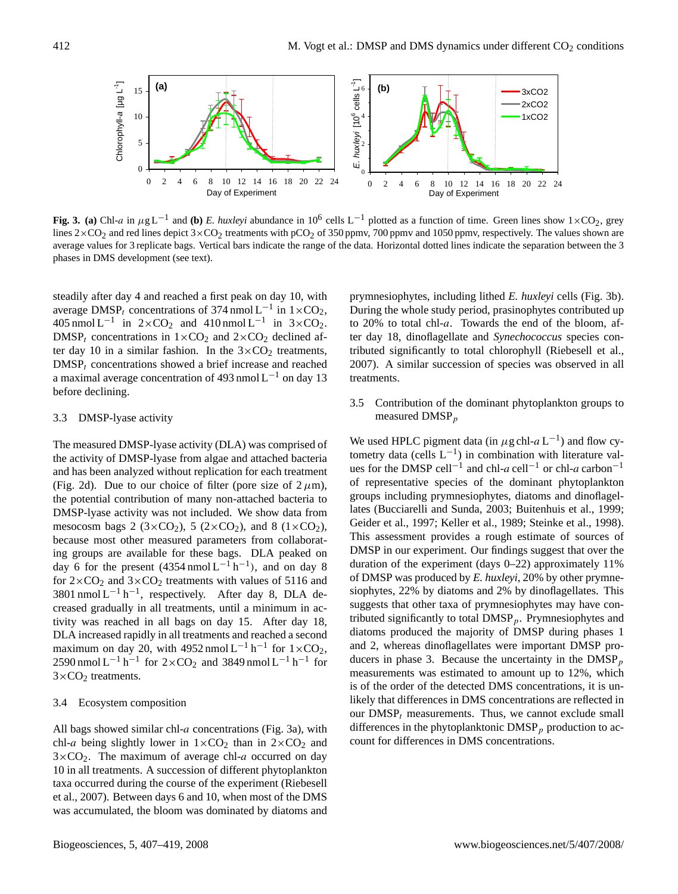**Fig. 3.** **(a)** Chl-*a* in $\mu g\,L^{-1}$ and **(b)** *E. huxleyi* abundance in $10^6$ cells $L^{-1}$ plotted as a function of time. Green lines show $1\times CO_2$, grey lines $2\times CO_2$ and red lines depict $3\times CO_2$ treatments with $pCO_2$ of 350 ppmv, 700 ppmv and 1050 ppmv, respectively. The values shown are average values for 3 replicate bags. Vertical bars indicate the range of the data. Horizontal dotted lines indicate the separation between the 3 phases in DMS development (see text).

steadily after day 4 and reached a first peak on day 10, with average $DMSP_t$ concentrations of 374 $nmol\,L^{-1}$ in $1\times CO_2$, 405 $nmol\,L^{-1}$ in $2\times CO_2$ and 410 $nmol\,L^{-1}$ in $3\times CO_2$. $DMSP_t$ concentrations in $1\times CO_2$ and $2\times CO_2$ declined after day 10 in a similar fashion. In the $3\times CO_2$ treatments, $DMSP_t$ concentrations showed a brief increase and reached a maximal average concentration of 493 $nmol\,L^{-1}$ on day 13 before declining.

### 3.3 DMSP-lyase activity

The measured DMSP-lyase activity (DLA) was comprised of the activity of DMSP-lyase from algae and attached bacteria and has been analyzed without replication for each treatment (Fig. 2d). Due to our choice of filter (pore size of 2 $\mu$m), the potential contribution of many non-attached bacteria to DMSP-lyase activity was not included. We show data from mesocosm bags 2 ($3\times CO_2$), 5 ($2\times CO_2$), and 8 ($1\times CO_2$), because most other measured parameters from collaborating groups are available for these bags. DLA peaked on day 6 for the present (4354 $nmol\,L^{-1}\,h^{-1}$), and on day 8 for $2\times CO_2$ and $3\times CO_2$ treatments with values of 5116 and 3801 $nmol\,L^{-1}\,h^{-1}$, respectively. After day 8, DLA decreased gradually in all treatments, until a minimum in activity was reached in all bags on day 15. After day 18, DLA increased rapidly in all treatments and reached a second maximum on day 20, with 4952 $nmol\,L^{-1}\,h^{-1}$ for $1\times CO_2$, 2590 $nmol\,L^{-1}\,h^{-1}$ for $2\times CO_2$ and 3849 $nmol\,L^{-1}\,h^{-1}$ for $3\times CO_2$ treatments.

### 3.4 Ecosystem composition

All bags showed similar chl-*a* concentrations (Fig. 3a), with chl-*a* being slightly lower in $1\times CO_2$ than in $2\times CO_2$ and $3\times CO_2$. The maximum of average chl-*a* occurred on day 10 in all treatments. A succession of different phytoplankton taxa occurred during the course of the experiment (Riebesell et al., 2007). Between days 6 and 10, when most of the DMS was accumulated, the bloom was dominated by diatoms and prymnesiophytes, including lithed *E. huxleyi* cells (Fig. 3b). During the whole study period, prasinophytes contributed up to 20% to total chl-*a*. Towards the end of the bloom, after day 18, dinoflagellate and *Synechococcus* species contributed significantly to total chlorophyll (Riebesell et al., 2007). A similar succession of species was observed in all treatments.

### 3.5 Contribution of the dominant phytoplankton groups to measured $DMSP_p$

We used HPLC pigment data (in $\mu$g chl-*a* $L^{-1}$) and flow cytometry data (cells $L^{-1}$) in combination with literature values for the DMSP $cell^{-1}$ and chl-*a* $cell^{-1}$ or chl-*a* $carbon^{-1}$ of representative species of the dominant phytoplankton groups including prymnesiophytes, diatoms and dinoflagellates (Bucciarelli and Sunda, 2003; Buitenhuis et al., 1999; Geider et al., 1997; Keller et al., 1989; Steinke et al., 1998). This assessment provides a rough estimate of sources of DMSP in our experiment. Our findings suggest that over the duration of the experiment (days 0–22) approximately 11% of DMSP was produced by *E. huxleyi*, 20% by other prymnesiophytes, 22% by diatoms and 2% by dinoflagellates. This suggests that other taxa of prymnesiophytes may have contributed significantly to total $DMSP_p$. Prymnesiophytes and diatoms produced the majority of DMSP during phases 1 and 2, whereas dinoflagellates were important DMSP producers in phase 3. Because the uncertainty in the $DMSP_p$ measurements was estimated to amount up to 12%, which is of the order of the detected DMS concentrations, it is unlikely that differences in DMS concentrations are reflected in our $DMSP_t$ measurements. Thus, we cannot exclude small differences in the phytoplanktonic $DMSP_p$ production to account for differences in DMS concentrations.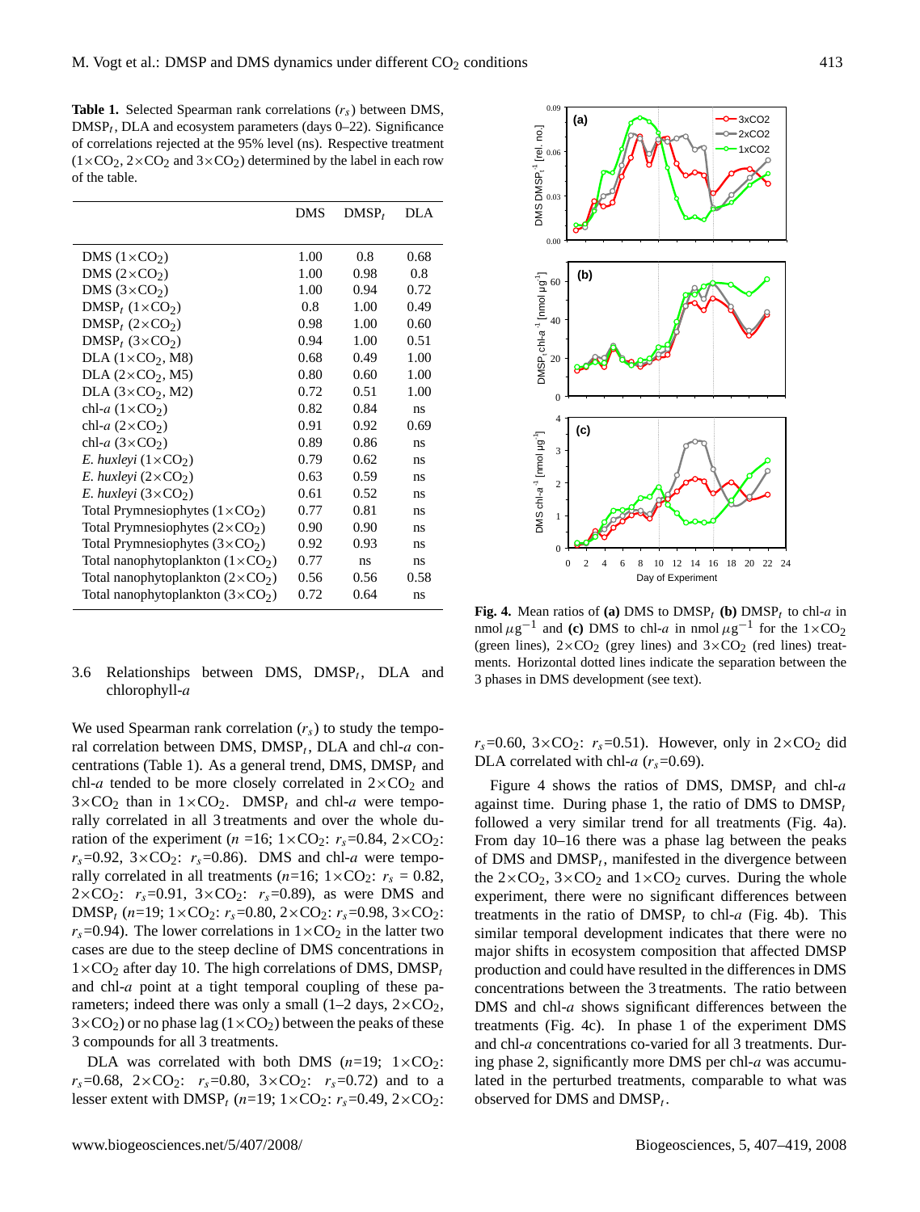**Table 1.** Selected Spearman rank correlations ($r_s$) between DMS, $DMSP_t$, DLA and ecosystem parameters (days 0–22). Significance of correlations rejected at the 95% level (ns). Respective treatment ($1\times CO_2$, $2\times CO_2$ and $3\times CO_2$) determined by the label in each row of the table.

| | DMS | $DMSP_t$ | DLA |
|---|---|---|---|
| DMS ($1\times CO_2$) | 1.00 | 0.8 | 0.68 |
| DMS ($2\times CO_2$) | 1.00 | 0.98 | 0.8 |
| DMS ($3\times CO_2$) | 1.00 | 0.94 | 0.72 |
| $DMSP_t$ ($1\times CO_2$) | 0.8 | 1.00 | 0.49 |
| $DMSP_t$ ($2\times CO_2$) | 0.98 | 1.00 | 0.60 |
| $DMSP_t$ ($3\times CO_2$) | 0.94 | 1.00 | 0.51 |
| DLA ($1\times CO_2$, M8) | 0.68 | 0.49 | 1.00 |
| DLA ($2\times CO_2$, M5) | 0.80 | 0.60 | 1.00 |
| DLA ($3\times CO_2$, M2) | 0.72 | 0.51 | 1.00 |
| chl-*a* ($1\times CO_2$) | 0.82 | 0.84 | ns |
| chl-*a* ($2\times CO_2$) | 0.91 | 0.92 | 0.69 |
| chl-*a* ($3\times CO_2$) | 0.89 | 0.86 | ns |
| *E. huxleyi* ($1\times CO_2$) | 0.79 | 0.62 | ns |
| *E. huxleyi* ($2\times CO_2$) | 0.63 | 0.59 | ns |
| *E. huxleyi* ($3\times CO_2$) | 0.61 | 0.52 | ns |
| Total Prymnesiophytes ($1\times CO_2$) | 0.77 | 0.81 | ns |
| Total Prymnesiophytes ($2\times CO_2$) | 0.90 | 0.90 | ns |
| Total Prymnesiophytes ($3\times CO_2$) | 0.92 | 0.93 | ns |
| Total nanophytoplankton ($1\times CO_2$) | 0.77 | ns | ns |
| Total nanophytoplankton ($2\times CO_2$) | 0.56 | 0.56 | 0.58 |
| Total nanophytoplankton ($3\times CO_2$) | 0.72 | 0.64 | ns |

### 3.6 Relationships between DMS, $DMSP_t$, DLA and chlorophyll-*a*

We used Spearman rank correlation ($r_s$) to study the temporal correlation between DMS, $DMSP_t$, DLA and chl-*a* concentrations (Table 1). As a general trend, DMS, $DMSP_t$ and chl-*a* tended to be more closely correlated in $2\times CO_2$ and $3\times CO_2$ than in $1\times CO_2$. $DMSP_t$ and chl-*a* were temporally correlated in all 3 treatments and over the whole duration of the experiment ($n$ =16; $1\times CO_2$: $r_s$=0.84, $2\times CO_2$: $r_s$=0.92, $3\times CO_2$: $r_s$=0.86). DMS and chl-*a* were temporally correlated in all treatments ($n$=16; $1\times CO_2$: $r_s$ = 0.82, $2\times CO_2$: $r_s$=0.91, $3\times CO_2$: $r_s$=0.89), as were DMS and $DMSP_t$ ($n$=19; $1\times CO_2$: $r_s$=0.80, $2\times CO_2$: $r_s$=0.98, $3\times CO_2$: $r_s$=0.94). The lower correlations in $1\times CO_2$ in the latter two cases are due to the steep decline of DMS concentrations in $1\times CO_2$ after day 10. The high correlations of DMS, $DMSP_t$ and chl-*a* point at a tight temporal coupling of these parameters; indeed there was only a small (1–2 days, $2\times CO_2$, $3\times CO_2$) or no phase lag ($1\times CO_2$) between the peaks of these 3 compounds for all 3 treatments.

DLA was correlated with both DMS ($n$=19; $1\times CO_2$: $r_s$=0.68, $2\times CO_2$: $r_s$=0.80, $3\times CO_2$: $r_s$=0.72) and to a lesser extent with $DMSP_t$ ($n$=19; $1\times CO_2$: $r_s$=0.49, $2\times CO_2$: $r_s$=0.60, $3\times CO_2$: $r_s$=0.51). However, only in $2\times CO_2$ did DLA correlated with chl-*a* ($r_s$=0.69).

**Fig. 4.** Mean ratios of **(a)** DMS to $DMSP_t$ **(b)** $DMSP_t$ to chl-*a* in nmol $\mu g^{-1}$ and **(c)** DMS to chl-*a* in nmol $\mu g^{-1}$ for the $1\times CO_2$ (green lines), $2\times CO_2$ (grey lines) and $3\times CO_2$ (red lines) treatments. Horizontal dotted lines indicate the separation between the 3 phases in DMS development (see text).

Figure 4 shows the ratios of DMS, $DMSP_t$ and chl-*a* against time. During phase 1, the ratio of DMS to $DMSP_t$ followed a very similar trend for all treatments (Fig. 4a). From day 10–16 there was a phase lag between the peaks of DMS and $DMSP_t$, manifested in the divergence between the $2\times CO_2$, $3\times CO_2$ and $1\times CO_2$ curves. During the whole experiment, there were no significant differences between treatments in the ratio of $DMSP_t$ to chl-*a* (Fig. 4b). This similar temporal development indicates that there were no major shifts in ecosystem composition that affected DMSP production and could have resulted in the differences in DMS concentrations between the 3 treatments. The ratio between DMS and chl-*a* shows significant differences between the treatments (Fig. 4c). In phase 1 of the experiment DMS and chl-*a* concentrations co-varied for all 3 treatments. During phase 2, significantly more DMS per chl-*a* was accumulated in the perturbed treatments, comparable to what was observed for DMS and $DMSP_t$.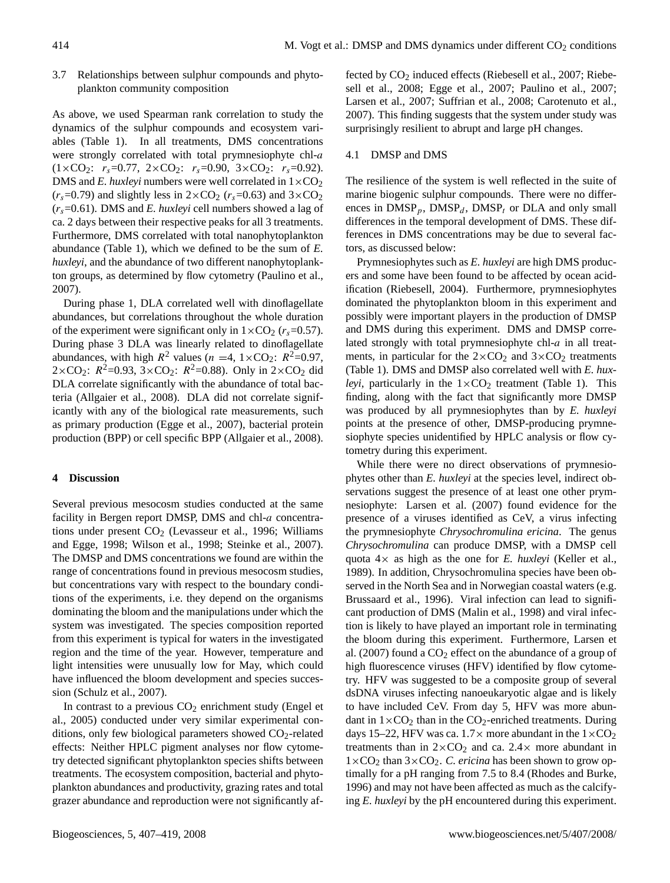### 3.7 Relationships between sulphur compounds and phytoplankton community composition

As above, we used Spearman rank correlation to study the dynamics of the sulphur compounds and ecosystem variables (Table 1). In all treatments, DMS concentrations were strongly correlated with total prymnesiophyte chl-*a* ($1\times CO_2$: $r_s$=0.77, $2\times CO_2$: $r_s$=0.90, $3\times CO_2$: $r_s$=0.92). DMS and *E. huxleyi* numbers were well correlated in $1\times CO_2$ ($r_s$=0.79) and slightly less in $2\times CO_2$ ($r_s$=0.63) and $3\times CO_2$ ($r_s$=0.61). DMS and *E. huxleyi* cell numbers showed a lag of ca. 2 days between their respective peaks for all 3 treatments. Furthermore, DMS correlated with total nanophytoplankton abundance (Table 1), which we defined to be the sum of *E. huxleyi*, and the abundance of two different nanophytoplankton groups, as determined by flow cytometry (Paulino et al., 2007).

During phase 1, DLA correlated well with dinoflagellate abundances, but correlations throughout the whole duration of the experiment were significant only in $1\times CO_2$ ($r_s$=0.57). During phase 3 DLA was linearly related to dinoflagellate abundances, with high $R^2$ values ($n$ =4, $1\times CO_2$: $R^2$=0.97, $2\times CO_2$: $R^2$=0.93, $3\times CO_2$: $R^2$=0.88). Only in $2\times CO_2$ did DLA correlate significantly with the abundance of total bacteria (Allgaier et al., 2008). DLA did not correlate significantly with any of the biological rate measurements, such as primary production (Egge et al., 2007), bacterial protein production (BPP) or cell specific BPP (Allgaier et al., 2008).

## 4 Discussion

Several previous mesocosm studies conducted at the same facility in Bergen report DMSP, DMS and chl-*a* concentrations under present $CO_2$ (Levasseur et al., 1996; Williams and Egge, 1998; Wilson et al., 1998; Steinke et al., 2007). The DMSP and DMS concentrations we found are within the range of concentrations found in previous mesocosm studies, but concentrations vary with respect to the boundary conditions of the experiments, i.e. they depend on the organisms dominating the bloom and the manipulations under which the system was investigated. The species composition reported from this experiment is typical for waters in the investigated region and the time of the year. However, temperature and light intensities were unusually low for May, which could have influenced the bloom development and species succession (Schulz et al., 2007).

In contrast to a previous $CO_2$ enrichment study (Engel et al., 2005) conducted under very similar experimental conditions, only few biological parameters showed $CO_2$-related effects: Neither HPLC pigment analyses nor flow cytometry detected significant phytoplankton species shifts between treatments. The ecosystem composition, bacterial and phytoplankton abundances and productivity, grazing rates and total grazer abundance and reproduction were not significantly affected by $CO_2$ induced effects (Riebesell et al., 2007; Riebesell et al., 2008; Egge et al., 2007; Paulino et al., 2007; Larsen et al., 2007; Suffrian et al., 2008; Carotenuto et al., 2007). This finding suggests that the system under study was surprisingly resilient to abrupt and large pH changes.

### 4.1 DMSP and DMS

The resilience of the system is well reflected in the suite of marine biogenic sulphur compounds. There were no differences in $DMSP_p$, $DMSP_d$, $DMSP_t$ or DLA and only small differences in the temporal development of DMS. These differences in DMS concentrations may be due to several factors, as discussed below:

Prymnesiophytes such as *E. huxleyi* are high DMS producers and some have been found to be affected by ocean acidification (Riebesell, 2004). Furthermore, prymnesiophytes dominated the phytoplankton bloom in this experiment and possibly were important players in the production of DMSP and DMS during this experiment. DMS and DMSP correlated strongly with total prymnesiophyte chl-*a* in all treatments, in particular for the $2\times CO_2$ and $3\times CO_2$ treatments (Table 1). DMS and DMSP also correlated well with *E. huxleyi*, particularly in the $1\times CO_2$ treatment (Table 1). This finding, along with the fact that significantly more DMSP was produced by all prymnesiophytes than by *E. huxleyi* points at the presence of other, DMSP-producing prymnesiophyte species unidentified by HPLC analysis or flow cytometry during this experiment.

While there were no direct observations of prymnesiophytes other than *E. huxleyi* at the species level, indirect observations suggest the presence of at least one other prymnesiophyte: Larsen et al. (2007) found evidence for the presence of a viruses identified as CeV, a virus infecting the prymnesiophyte *Chrysochromulina ericina*. The genus *Chrysochromulina* can produce DMSP, with a DMSP cell quota 4× as high as the one for *E. huxleyi* (Keller et al., 1989). In addition, Chrysochromulina species have been observed in the North Sea and in Norwegian coastal waters (e.g. Brussaard et al., 1996). Viral infection can lead to significant production of DMS (Malin et al., 1998) and viral infection is likely to have played an important role in terminating the bloom during this experiment. Furthermore, Larsen et al. (2007) found a $CO_2$ effect on the abundance of a group of high fluorescence viruses (HFV) identified by flow cytometry. HFV was suggested to be a composite group of several dsDNA viruses infecting nanoeukaryotic algae and is likely to have included CeV. From day 5, HFV was more abundant in $1\times CO_2$ than in the $CO_2$-enriched treatments. During days 15–22, HFV was ca. 1.7× more abundant in the $1\times CO_2$ treatments than in $2\times CO_2$ and ca. 2.4× more abundant in $1\times CO_2$ than $3\times CO_2$. *C. ericina* has been shown to grow optimally for a pH ranging from 7.5 to 8.4 (Rhodes and Burke, 1996) and may not have been affected as much as the calcifying *E. huxleyi* by the pH encountered during this experiment.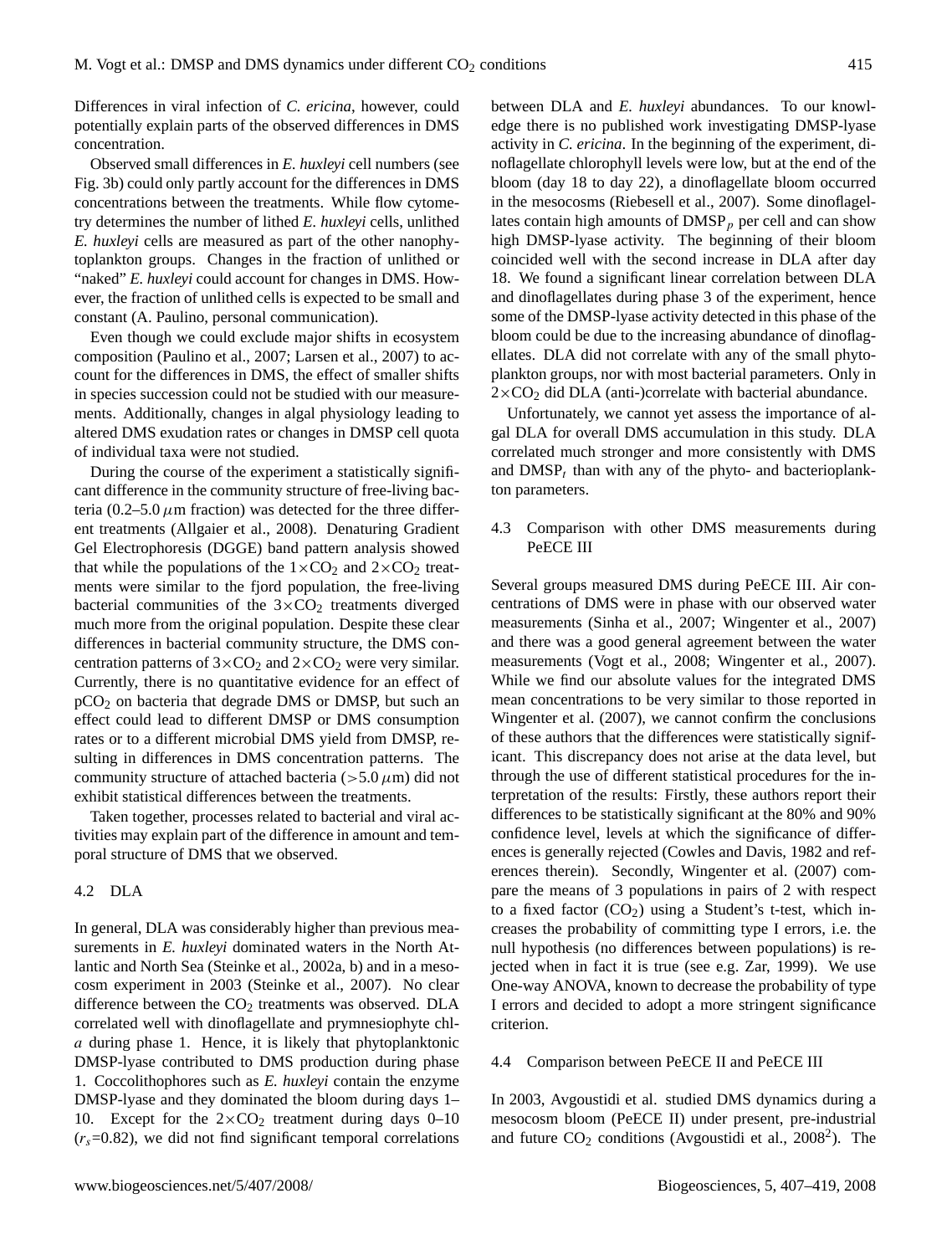Differences in viral infection of *C. ericina*, however, could potentially explain parts of the observed differences in DMS concentration.

Observed small differences in *E. huxleyi* cell numbers (see Fig. 3b) could only partly account for the differences in DMS concentrations between the treatments. While flow cytometry determines the number of lithed *E. huxleyi* cells, unlithed *E. huxleyi* cells are measured as part of the other nanophytoplankton groups. Changes in the fraction of unlithed or "naked" *E. huxleyi* could account for changes in DMS. However, the fraction of unlithed cells is expected to be small and constant (A. Paulino, personal communication).

Even though we could exclude major shifts in ecosystem composition (Paulino et al., 2007; Larsen et al., 2007) to account for the differences in DMS, the effect of smaller shifts in species succession could not be studied with our measurements. Additionally, changes in algal physiology leading to altered DMS exudation rates or changes in DMSP cell quota of individual taxa were not studied.

During the course of the experiment a statistically significant difference in the community structure of free-living bacteria (0.2–5.0 $\mu$m fraction) was detected for the three different treatments (Allgaier et al., 2008). Denaturing Gradient Gel Electrophoresis (DGGE) band pattern analysis showed that while the populations of the $1\times CO_2$ and $2\times CO_2$ treatments were similar to the fjord population, the free-living bacterial communities of the $3\times CO_2$ treatments diverged much more from the original population. Despite these clear differences in bacterial community structure, the DMS concentration patterns of $3\times CO_2$ and $2\times CO_2$ were very similar. Currently, there is no quantitative evidence for an effect of $pCO_2$ on bacteria that degrade DMS or DMSP, but such an effect could lead to different DMSP or DMS consumption rates or to a different microbial DMS yield from DMSP, resulting in differences in DMS concentration patterns. The community structure of attached bacteria (>5.0 $\mu$m) did not exhibit statistical differences between the treatments.

Taken together, processes related to bacterial and viral activities may explain part of the difference in amount and temporal structure of DMS that we observed.

### 4.2 DLA

In general, DLA was considerably higher than previous measurements in *E. huxleyi* dominated waters in the North Atlantic and North Sea (Steinke et al., 2002a, b) and in a mesocosm experiment in 2003 (Steinke et al., 2007). No clear difference between the $CO_2$ treatments was observed. DLA correlated well with dinoflagellate and prymnesiophyte chl-*a* during phase 1. Hence, it is likely that phytoplanktonic DMSP-lyase contributed to DMS production during phase 1. Coccolithophores such as *E. huxleyi* contain the enzyme DMSP-lyase and they dominated the bloom during days 1–10. Except for the $2\times CO_2$ treatment during days 0–10 ($r_s$=0.82), we did not find significant temporal correlations between DLA and *E. huxleyi* abundances. To our knowledge there is no published work investigating DMSP-lyase activity in *C. ericina*. In the beginning of the experiment, dinoflagellate chlorophyll levels were low, but at the end of the bloom (day 18 to day 22), a dinoflagellate bloom occurred in the mesocosms (Riebesell et al., 2007). Some dinoflagellates contain high amounts of $DMSP_p$ per cell and can show high DMSP-lyase activity. The beginning of their bloom coincided well with the second increase in DLA after day 18. We found a significant linear correlation between DLA and dinoflagellates during phase 3 of the experiment, hence some of the DMSP-lyase activity detected in this phase of the bloom could be due to the increasing abundance of dinoflagellates. DLA did not correlate with any of the small phytoplankton groups, nor with most bacterial parameters. Only in $2\times CO_2$ did DLA (anti-)correlate with bacterial abundance.

Unfortunately, we cannot yet assess the importance of algal DLA for overall DMS accumulation in this study. DLA correlated much stronger and more consistently with DMS and $DMSP_t$ than with any of the phyto- and bacterioplankton parameters.

### 4.3 Comparison with other DMS measurements during PeECE III

Several groups measured DMS during PeECE III. Air concentrations of DMS were in phase with our observed water measurements (Sinha et al., 2007; Wingenter et al., 2007) and there was a good general agreement between the water measurements (Vogt et al., 2008; Wingenter et al., 2007). While we find our absolute values for the integrated DMS mean concentrations to be very similar to those reported in Wingenter et al. (2007), we cannot confirm the conclusions of these authors that the differences were statistically significant. This discrepancy does not arise at the data level, but through the use of different statistical procedures for the interpretation of the results: Firstly, these authors report their differences to be statistically significant at the 80% and 90% confidence level, levels at which the significance of differences is generally rejected (Cowles and Davis, 1982 and references therein). Secondly, Wingenter et al. (2007) compare the means of 3 populations in pairs of 2 with respect to a fixed factor ($CO_2$) using a Student's t-test, which increases the probability of committing type I errors, i.e. the null hypothesis (no differences between populations) is rejected when in fact it is true (see e.g. Zar, 1999). We use One-way ANOVA, known to decrease the probability of type I errors and decided to adopt a more stringent significance criterion.

### 4.4 Comparison between PeECE II and PeECE III

In 2003, Avgoustidi et al. studied DMS dynamics during a mesocosm bloom (PeECE II) under present, pre-industrial and future $CO_2$ conditions (Avgoustidi et al., 2008[2]). The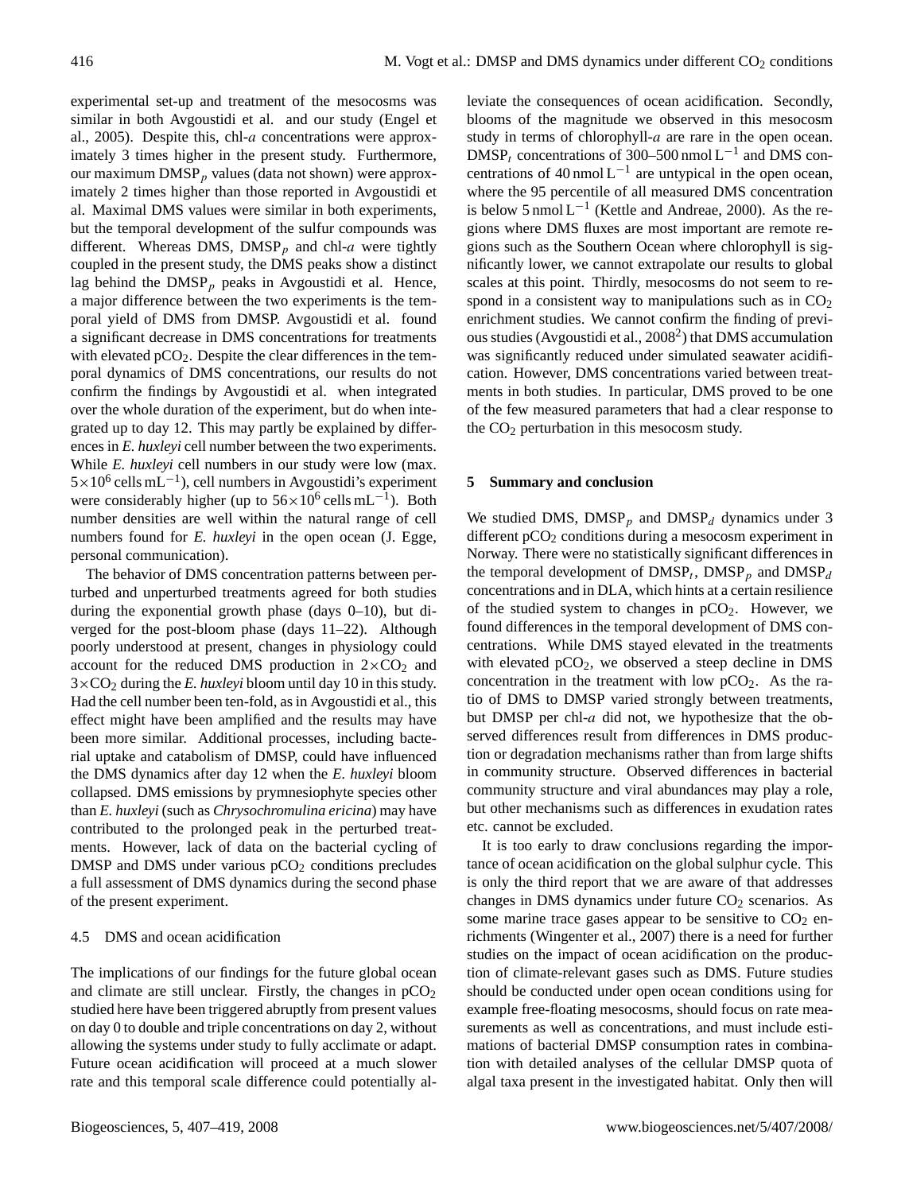experimental set-up and treatment of the mesocosms was similar in both Avgoustidi et al. and our study (Engel et al., 2005). Despite this, chl-*a* concentrations were approximately 3 times higher in the present study. Furthermore, our maximum $DMSP_p$ values (data not shown) were approximately 2 times higher than those reported in Avgoustidi et al. Maximal DMS values were similar in both experiments, but the temporal development of the sulfur compounds was different. Whereas DMS, $DMSP_p$ and chl-*a* were tightly coupled in the present study, the DMS peaks show a distinct lag behind the $DMSP_p$ peaks in Avgoustidi et al. Hence, a major difference between the two experiments is the temporal yield of DMS from DMSP. Avgoustidi et al. found a significant decrease in DMS concentrations for treatments with elevated $pCO_2$. Despite the clear differences in the temporal dynamics of DMS concentrations, our results do not confirm the findings by Avgoustidi et al. when integrated over the whole duration of the experiment, but do when integrated up to day 12. This may partly be explained by differences in *E. huxleyi* cell number between the two experiments. While *E. huxleyi* cell numbers in our study were low (max. $5\times10^6$ cells $mL^{-1}$), cell numbers in Avgoustidi's experiment were considerably higher (up to $56\times10^6$ cells $mL^{-1}$). Both number densities are well within the natural range of cell numbers found for *E. huxleyi* in the open ocean (J. Egge, personal communication).

The behavior of DMS concentration patterns between perturbed and unperturbed treatments agreed for both studies during the exponential growth phase (days 0–10), but diverged for the post-bloom phase (days 11–22). Although poorly understood at present, changes in physiology could account for the reduced DMS production in $2\times CO_2$ and $3\times CO_2$ during the *E. huxleyi* bloom until day 10 in this study. Had the cell number been ten-fold, as in Avgoustidi et al., this effect might have been amplified and the results may have been more similar. Additional processes, including bacterial uptake and catabolism of DMSP, could have influenced the DMS dynamics after day 12 when the *E. huxleyi* bloom collapsed. DMS emissions by prymnesiophyte species other than *E. huxleyi* (such as *Chrysochromulina ericina*) may have contributed to the prolonged peak in the perturbed treatments. However, lack of data on the bacterial cycling of DMSP and DMS under various $pCO_2$ conditions precludes a full assessment of DMS dynamics during the second phase of the present experiment.

### 4.5 DMS and ocean acidification

The implications of our findings for the future global ocean and climate are still unclear. Firstly, the changes in $pCO_2$ studied here have been triggered abruptly from present values on day 0 to double and triple concentrations on day 2, without allowing the systems under study to fully acclimate or adapt. Future ocean acidification will proceed at a much slower rate and this temporal scale difference could potentially alleviate the consequences of ocean acidification. Secondly, blooms of the magnitude we observed in this mesocosm study in terms of chlorophyll-*a* are rare in the open ocean. $DMSP_t$ concentrations of 300–500 nmol $L^{-1}$ and DMS concentrations of 40 nmol $L^{-1}$ are untypical in the open ocean, where the 95 percentile of all measured DMS concentration is below 5 nmol $L^{-1}$ (Kettle and Andreae, 2000). As the regions where DMS fluxes are most important are remote regions such as the Southern Ocean where chlorophyll is significantly lower, we cannot extrapolate our results to global scales at this point. Thirdly, mesocosms do not seem to respond in a consistent way to manipulations such as in $CO_2$ enrichment studies. We cannot confirm the finding of previous studies (Avgoustidi et al., 2008[2]) that DMS accumulation was significantly reduced under simulated seawater acidification. However, DMS concentrations varied between treatments in both studies. In particular, DMS proved to be one of the few measured parameters that had a clear response to the $CO_2$ perturbation in this mesocosm study.

## 5 Summary and conclusion

We studied DMS, $DMSP_p$ and $DMSP_d$ dynamics under 3 different $pCO_2$ conditions during a mesocosm experiment in Norway. There were no statistically significant differences in the temporal development of $DMSP_t$, $DMSP_p$ and $DMSP_d$ concentrations and in DLA, which hints at a certain resilience of the studied system to changes in $pCO_2$. However, we found differences in the temporal development of DMS concentrations. While DMS stayed elevated in the treatments with elevated $pCO_2$, we observed a steep decline in DMS concentration in the treatment with low $pCO_2$. As the ratio of DMS to DMSP varied strongly between treatments, but DMSP per chl-*a* did not, we hypothesize that the observed differences result from differences in DMS production or degradation mechanisms rather than from large shifts in community structure. Observed differences in bacterial community structure and viral abundances may play a role, but other mechanisms such as differences in exudation rates etc. cannot be excluded.

It is too early to draw conclusions regarding the importance of ocean acidification on the global sulphur cycle. This is only the third report that we are aware of that addresses changes in DMS dynamics under future $CO_2$ scenarios. As some marine trace gases appear to be sensitive to $CO_2$ enrichments (Wingenter et al., 2007) there is a need for further studies on the impact of ocean acidification on the production of climate-relevant gases such as DMS. Future studies should be conducted under open ocean conditions using for example free-floating mesocosms, should focus on rate measurements as well as concentrations, and must include estimations of bacterial DMSP consumption rates in combination with detailed analyses of the cellular DMSP quota of algal taxa present in the investigated habitat. Only then will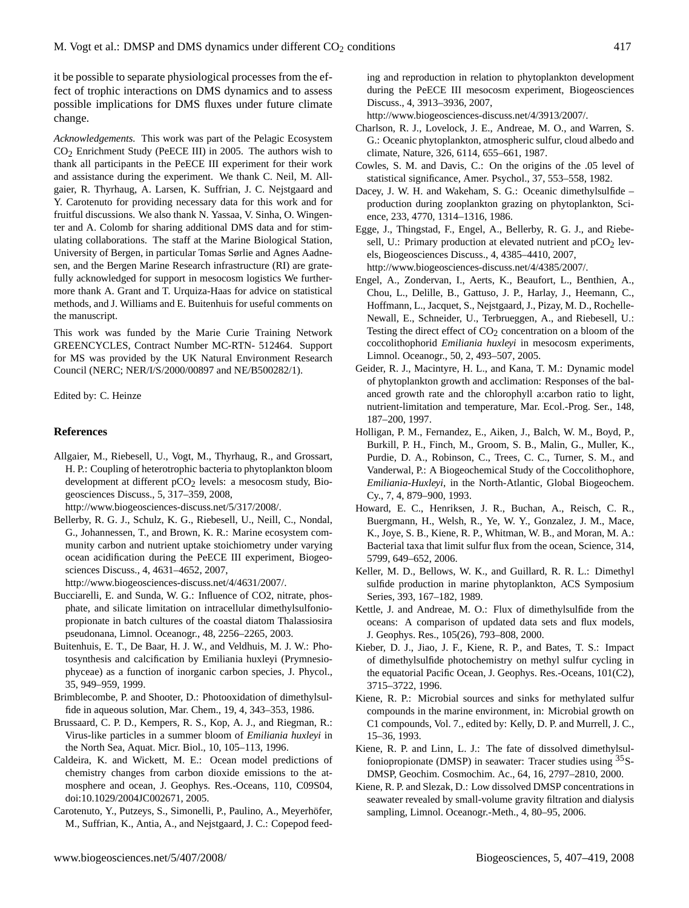it be possible to separate physiological processes from the effect of trophic interactions on DMS dynamics and to assess possible implications for DMS fluxes under future climate change.

*Acknowledgements.* This work was part of the Pelagic Ecosystem $CO_2$ Enrichment Study (PeECE III) in 2005. The authors wish to thank all participants in the PeECE III experiment for their work and assistance during the experiment. We thank C. Neil, M. Allgaier, R. Thyrhaug, A. Larsen, K. Suffrian, J. C. Nejstgaard and Y. Carotenuto for providing necessary data for this work and for fruitful discussions. We also thank N. Yassaa, V. Sinha, O. Wingenter and A. Colomb for sharing additional DMS data and for stimulating collaborations. The staff at the Marine Biological Station, University of Bergen, in particular Tomas Sørlie and Agnes Aadnesen, and the Bergen Marine Research infrastructure (RI) are gratefully acknowledged for support in mesocosm logistics We furthermore thank A. Grant and T. Urquiza-Haas for advice on statistical methods, and J. Williams and E. Buitenhuis for useful comments on the manuscript.

This work was funded by the Marie Curie Training Network GREENCYCLES, Contract Number MC-RTN- 512464. Support for MS was provided by the UK Natural Environment Research Council (NERC; NER/I/S/2000/00897 and NE/B500282/1).

Edited by: C. Heinze

## References

Allgaier, M., Riebesell, U., Vogt, M., Thyrhaug, R., and Grossart, H. P.: Coupling of heterotrophic bacteria to phytoplankton bloom development at different $pCO_2$ levels: a mesocosm study, Biogeosciences Discuss., 5, 317–359, 2008, http://www.biogeosciences-discuss.net/5/317/2008/.

Bellerby, R. G. J., Schulz, K. G., Riebesell, U., Neill, C., Nondal, G., Johannessen, T., and Brown, K. R.: Marine ecosystem community carbon and nutrient uptake stoichiometry under varying ocean acidification during the PeECE III experiment, Biogeosciences Discuss., 4, 4631–4652, 2007, http://www.biogeosciences-discuss.net/4/4631/2007/.

Bucciarelli, E. and Sunda, W. G.: Influence of CO2, nitrate, phosphate, and silicate limitation on intracellular dimethylsulfoniopropionate in batch cultures of the coastal diatom Thalassiosira pseudonana, Limnol. Oceanogr., 48, 2256–2265, 2003.

Buitenhuis, E. T., De Baar, H. J. W., and Veldhuis, M. J. W.: Photosynthesis and calcification by Emiliania huxleyi (Prymnesiophyceae) as a function of inorganic carbon species, J. Phycol., 35, 949–959, 1999.

Brimblecombe, P. and Shooter, D.: Photooxidation of dimethylsulfide in aqueous solution, Mar. Chem., 19, 4, 343–353, 1986.

Brussaard, C. P. D., Kempers, R. S., Kop, A. J., and Riegman, R.: Virus-like particles in a summer bloom of *Emiliania huxleyi* in the North Sea, Aquat. Micr. Biol., 10, 105–113, 1996.

Caldeira, K. and Wickett, M. E.: Ocean model predictions of chemistry changes from carbon dioxide emissions to the atmosphere and ocean, J. Geophys. Res.-Oceans, 110, C09S04, doi:10.1029/2004JC002671, 2005.

Carotenuto, Y., Putzeys, S., Simonelli, P., Paulino, A., Meyerhöfer, M., Suffrian, K., Antia, A., and Nejstgaard, J. C.: Copepod feeding and reproduction in relation to phytoplankton development during the PeECE III mesocosm experiment, Biogeosciences Discuss., 4, 3913–3936, 2007, http://www.biogeosciences-discuss.net/4/3913/2007/.

Charlson, R. J., Lovelock, J. E., Andreae, M. O., and Warren, S. G.: Oceanic phytoplankton, atmospheric sulfur, cloud albedo and climate, Nature, 326, 6114, 655–661, 1987.

Cowles, S. M. and Davis, C.: On the origins of the .05 level of statistical significance, Amer. Psychol., 37, 553–558, 1982.

Dacey, J. W. H. and Wakeham, S. G.: Oceanic dimethylsulfide – production during zooplankton grazing on phytoplankton, Science, 233, 4770, 1314–1316, 1986.

Egge, J., Thingstad, F., Engel, A., Bellerby, R. G. J., and Riebesell, U.: Primary production at elevated nutrient and $pCO_2$ levels, Biogeosciences Discuss., 4, 4385–4410, 2007, http://www.biogeosciences-discuss.net/4/4385/2007/.

Engel, A., Zondervan, I., Aerts, K., Beaufort, L., Benthien, A., Chou, L., Delille, B., Gattuso, J. P., Harlay, J., Heemann, C., Hoffmann, L., Jacquet, S., Nejstgaard, J., Pizay, M. D., Rochelle-Newall, E., Schneider, U., Terbrueggen, A., and Riebesell, U.: Testing the direct effect of $CO_2$ concentration on a bloom of the coccolithophorid *Emiliania huxleyi* in mesocosm experiments, Limnol. Oceanogr., 50, 2, 493–507, 2005.

Geider, R. J., Macintyre, H. L., and Kana, T. M.: Dynamic model of phytoplankton growth and acclimation: Responses of the balanced growth rate and the chlorophyll a:carbon ratio to light, nutrient-limitation and temperature, Mar. Ecol.-Prog. Ser., 148, 187–200, 1997.

Holligan, P. M., Fernandez, E., Aiken, J., Balch, W. M., Boyd, P., Burkill, P. H., Finch, M., Groom, S. B., Malin, G., Muller, K., Purdie, D. A., Robinson, C., Trees, C. C., Turner, S. M., and Vanderwal, P.: A Biogeochemical Study of the Coccolithophore, *Emiliania-Huxleyi*, in the North-Atlantic, Global Biogeochem. Cy., 7, 4, 879–900, 1993.

Howard, E. C., Henriksen, J. R., Buchan, A., Reisch, C. R., Buergmann, H., Welsh, R., Ye, W. Y., Gonzalez, J. M., Mace, K., Joye, S. B., Kiene, R. P., Whitman, W. B., and Moran, M. A.: Bacterial taxa that limit sulfur flux from the ocean, Science, 314, 5799, 649–652, 2006.

Keller, M. D., Bellows, W. K., and Guillard, R. R. L.: Dimethyl sulfide production in marine phytoplankton, ACS Symposium Series, 393, 167–182, 1989.

Kettle, J. and Andreae, M. O.: Flux of dimethylsulfide from the oceans: A comparison of updated data sets and flux models, J. Geophys. Res., 105(26), 793–808, 2000.

Kieber, D. J., Jiao, J. F., Kiene, R. P., and Bates, T. S.: Impact of dimethylsulfide photochemistry on methyl sulfur cycling in the equatorial Pacific Ocean, J. Geophys. Res.-Oceans, 101(C2), 3715–3722, 1996.

Kiene, R. P.: Microbial sources and sinks for methylated sulfur compounds in the marine environment, in: Microbial growth on C1 compounds, Vol. 7., edited by: Kelly, D. P. and Murrell, J. C., 15–36, 1993.

Kiene, R. P. and Linn, L. J.: The fate of dissolved dimethylsulfoniopropionate (DMSP) in seawater: Tracer studies using $^{35}$S-DMSP, Geochim. Cosmochim. Ac., 64, 16, 2797–2810, 2000.

Kiene, R. P. and Slezak, D.: Low dissolved DMSP concentrations in seawater revealed by small-volume gravity filtration and dialysis sampling, Limnol. Oceanogr.-Meth., 4, 80–95, 2006.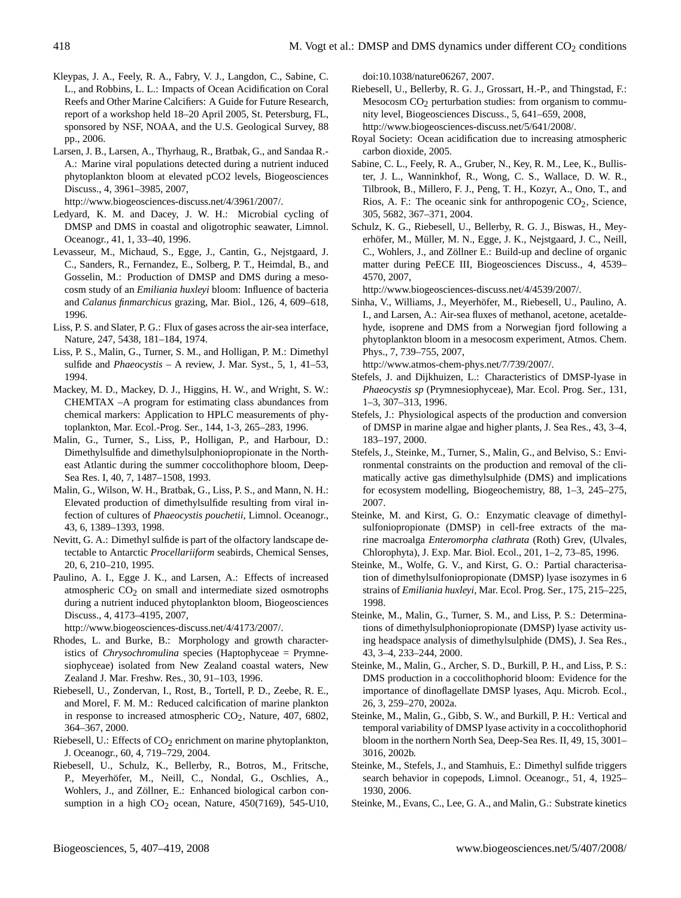Kleypas, J. A., Feely, R. A., Fabry, V. J., Langdon, C., Sabine, C. L., and Robbins, L. L.: Impacts of Ocean Acidification on Coral Reefs and Other Marine Calcifiers: A Guide for Future Research, report of a workshop held 18–20 April 2005, St. Petersburg, FL, sponsored by NSF, NOAA, and the U.S. Geological Survey, 88 pp., 2006.

Larsen, J. B., Larsen, A., Thyrhaug, R., Bratbak, G., and Sandaa R.-A.: Marine viral populations detected during a nutrient induced phytoplankton bloom at elevated pCO2 levels, Biogeosciences Discuss., 4, 3961–3985, 2007, http://www.biogeosciences-discuss.net/4/3961/2007/.

Ledyard, K. M. and Dacey, J. W. H.: Microbial cycling of DMSP and DMS in coastal and oligotrophic seawater, Limnol. Oceanogr., 41, 1, 33–40, 1996.

Levasseur, M., Michaud, S., Egge, J., Cantin, G., Nejstgaard, J. C., Sanders, R., Fernandez, E., Solberg, P. T., Heimdal, B., and Gosselin, M.: Production of DMSP and DMS during a mesocosm study of an *Emiliania huxleyi* bloom: Influence of bacteria and *Calanus finmarchicus* grazing, Mar. Biol., 126, 4, 609–618, 1996.

Liss, P. S. and Slater, P. G.: Flux of gases across the air-sea interface, Nature, 247, 5438, 181–184, 1974.

Liss, P. S., Malin, G., Turner, S. M., and Holligan, P. M.: Dimethyl sulfide and *Phaeocystis* – A review, J. Mar. Syst., 5, 1, 41–53, 1994.

Mackey, M. D., Mackey, D. J., Higgins, H. W., and Wright, S. W.: CHEMTAX –A program for estimating class abundances from chemical markers: Application to HPLC measurements of phytoplankton, Mar. Ecol.-Prog. Ser., 144, 1-3, 265–283, 1996.

Malin, G., Turner, S., Liss, P., Holligan, P., and Harbour, D.: Dimethylsulfide and dimethylsulphoniopropionate in the Northeast Atlantic during the summer coccolithophore bloom, Deep-Sea Res. I, 40, 7, 1487–1508, 1993.

Malin, G., Wilson, W. H., Bratbak, G., Liss, P. S., and Mann, N. H.: Elevated production of dimethylsulfide resulting from viral infection of cultures of *Phaeocystis pouchetii*, Limnol. Oceanogr., 43, 6, 1389–1393, 1998.

Nevitt, G. A.: Dimethyl sulfide is part of the olfactory landscape detectable to Antarctic *Procellariiform* seabirds, Chemical Senses, 20, 6, 210–210, 1995.

Paulino, A. I., Egge J. K., and Larsen, A.: Effects of increased atmospheric $CO_2$ on small and intermediate sized osmotrophs during a nutrient induced phytoplankton bloom, Biogeosciences Discuss., 4, 4173–4195, 2007, http://www.biogeosciences-discuss.net/4/4173/2007/.

Rhodes, L. and Burke, B.: Morphology and growth characteristics of *Chrysochromulina* species (Haptophyceae = Prymnesiophyceae) isolated from New Zealand coastal waters, New Zealand J. Mar. Freshw. Res., 30, 91–103, 1996.

Riebesell, U., Zondervan, I., Rost, B., Tortell, P. D., Zeebe, R. E., and Morel, F. M. M.: Reduced calcification of marine plankton in response to increased atmospheric $CO_2$, Nature, 407, 6802, 364–367, 2000.

Riebesell, U.: Effects of $CO_2$ enrichment on marine phytoplankton, J. Oceanogr., 60, 4, 719–729, 2004.

Riebesell, U., Schulz, K., Bellerby, R., Botros, M., Fritsche, P., Meyerhöfer, M., Neill, C., Nondal, G., Oschlies, A., Wohlers, J., and Zöllner, E.: Enhanced biological carbon consumption in a high $CO_2$ ocean, Nature, 450(7169), 545-U10, doi:10.1038/nature06267, 2007.

Riebesell, U., Bellerby, R. G. J., Grossart, H.-P., and Thingstad, F.: Mesocosm $CO_2$ perturbation studies: from organism to community level, Biogeosciences Discuss., 5, 641–659, 2008, http://www.biogeosciences-discuss.net/5/641/2008/.

Royal Society: Ocean acidification due to increasing atmospheric carbon dioxide, 2005.

Sabine, C. L., Feely, R. A., Gruber, N., Key, R. M., Lee, K., Bullister, J. L., Wanninkhof, R., Wong, C. S., Wallace, D. W. R., Tilbrook, B., Millero, F. J., Peng, T. H., Kozyr, A., Ono, T., and Rios, A. F.: The oceanic sink for anthropogenic $CO_2$, Science, 305, 5682, 367–371, 2004.

Schulz, K. G., Riebesell, U., Bellerby, R. G. J., Biswas, H., Meyerhöfer, M., Müller, M. N., Egge, J. K., Nejstgaard, J. C., Neill, C., Wohlers, J., and Zöllner E.: Build-up and decline of organic matter during PeECE III, Biogeosciences Discuss., 4, 4539–4570, 2007, http://www.biogeosciences-discuss.net/4/4539/2007/.

Sinha, V., Williams, J., Meyerhöfer, M., Riebesell, U., Paulino, A. I., and Larsen, A.: Air-sea fluxes of methanol, acetone, acetaldehyde, isoprene and DMS from a Norwegian fjord following a phytoplankton bloom in a mesocosm experiment, Atmos. Chem. Phys., 7, 739–755, 2007, http://www.atmos-chem-phys.net/7/739/2007/.

Stefels, J. and Dijkhuizen, L.: Characteristics of DMSP-lyase in *Phaeocystis sp* (Prymnesiophyceae), Mar. Ecol. Prog. Ser., 131, 1–3, 307–313, 1996.

Stefels, J.: Physiological aspects of the production and conversion of DMSP in marine algae and higher plants, J. Sea Res., 43, 3–4, 183–197, 2000.

Stefels, J., Steinke, M., Turner, S., Malin, G., and Belviso, S.: Environmental constraints on the production and removal of the climatically active gas dimethylsulphide (DMS) and implications for ecosystem modelling, Biogeochemistry, 88, 1–3, 245–275, 2007.

Steinke, M. and Kirst, G. O.: Enzymatic cleavage of dimethylsulfoniopropionate (DMSP) in cell-free extracts of the marine macroalga *Enteromorpha clathrata* (Roth) Grev, (Ulvales, Chlorophyta), J. Exp. Mar. Biol. Ecol., 201, 1–2, 73–85, 1996.

Steinke, M., Wolfe, G. V., and Kirst, G. O.: Partial characterisation of dimethylsulfoniopropionate (DMSP) lyase isozymes in 6 strains of *Emiliania huxleyi*, Mar. Ecol. Prog. Ser., 175, 215–225, 1998.

Steinke, M., Malin, G., Turner, S. M., and Liss, P. S.: Determinations of dimethylsulphoniopropionate (DMSP) lyase activity using headspace analysis of dimethylsulphide (DMS), J. Sea Res., 43, 3–4, 233–244, 2000.

Steinke, M., Malin, G., Archer, S. D., Burkill, P. H., and Liss, P. S.: DMS production in a coccolithophorid bloom: Evidence for the importance of dinoflagellate DMSP lyases, Aqu. Microb. Ecol., 26, 3, 259–270, 2002a.

Steinke, M., Malin, G., Gibb, S. W., and Burkill, P. H.: Vertical and temporal variability of DMSP lyase activity in a coccolithophorid bloom in the northern North Sea, Deep-Sea Res. II, 49, 15, 3001–3016, 2002b.

Steinke, M., Stefels, J., and Stamhuis, E.: Dimethyl sulfide triggers search behavior in copepods, Limnol. Oceanogr., 51, 4, 1925–1930, 2006.

Steinke, M., Evans, C., Lee, G. A., and Malin, G.: Substrate kinetics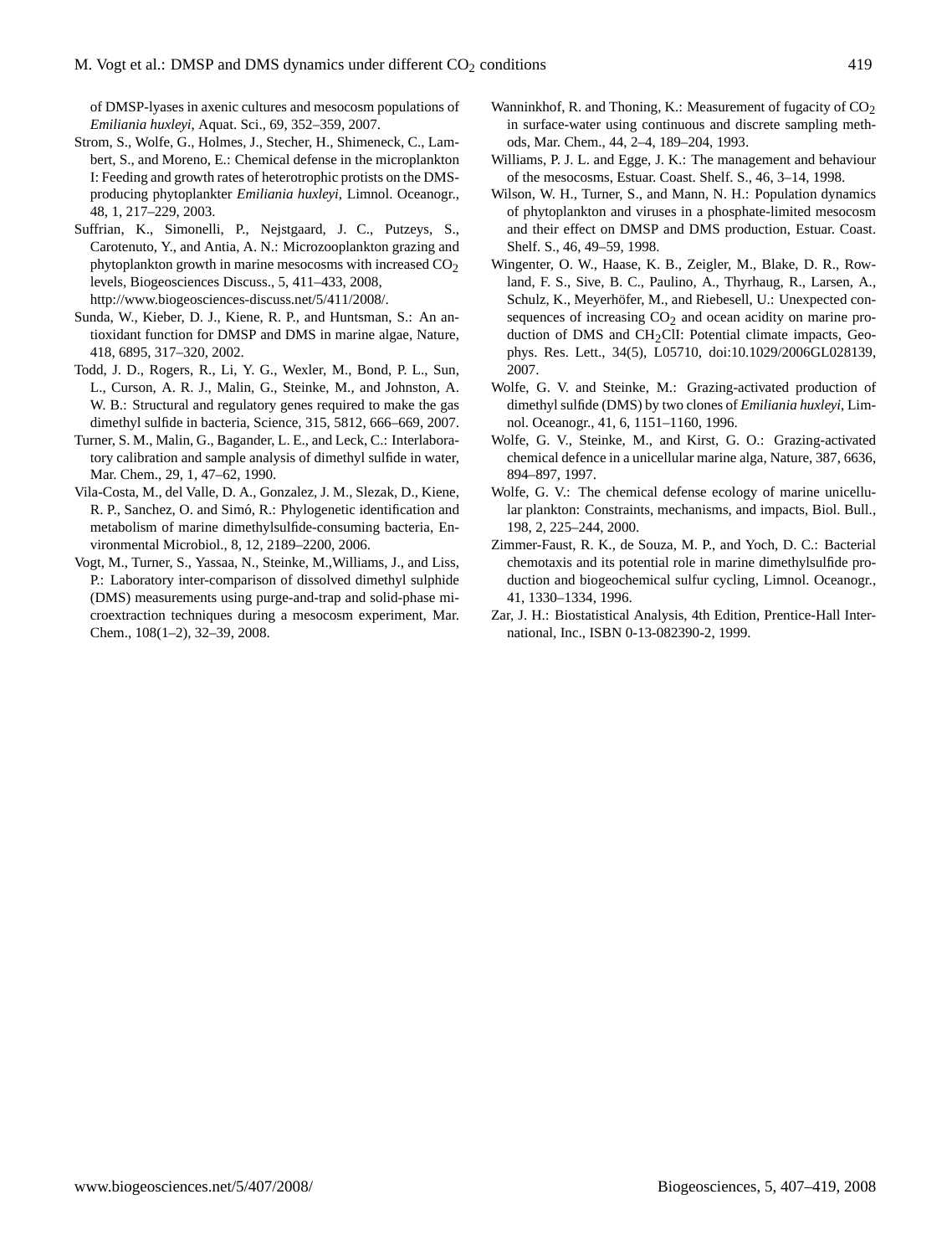of DMSP-lyases in axenic cultures and mesocosm populations of *Emiliania huxleyi*, Aquat. Sci., 69, 352–359, 2007.

Strom, S., Wolfe, G., Holmes, J., Stecher, H., Shimeneck, C., Lambert, S., and Moreno, E.: Chemical defense in the microplankton I: Feeding and growth rates of heterotrophic protists on the DMS-producing phytoplankter *Emiliania huxleyi*, Limnol. Oceanogr., 48, 1, 217–229, 2003.

Suffrian, K., Simonelli, P., Nejstgaard, J. C., Putzeys, S., Carotenuto, Y., and Antia, A. N.: Microzooplankton grazing and phytoplankton growth in marine mesocosms with increased $CO_2$ levels, Biogeosciences Discuss., 5, 411–433, 2008, http://www.biogeosciences-discuss.net/5/411/2008/.

Sunda, W., Kieber, D. J., Kiene, R. P., and Huntsman, S.: An antioxidant function for DMSP and DMS in marine algae, Nature, 418, 6895, 317–320, 2002.

Todd, J. D., Rogers, R., Li, Y. G., Wexler, M., Bond, P. L., Sun, L., Curson, A. R. J., Malin, G., Steinke, M., and Johnston, A. W. B.: Structural and regulatory genes required to make the gas dimethyl sulfide in bacteria, Science, 315, 5812, 666–669, 2007.

Turner, S. M., Malin, G., Bagander, L. E., and Leck, C.: Interlaboratory calibration and sample analysis of dimethyl sulfide in water, Mar. Chem., 29, 1, 47–62, 1990.

Vila-Costa, M., del Valle, D. A., Gonzalez, J. M., Slezak, D., Kiene, R. P., Sanchez, O. and Simó, R.: Phylogenetic identification and metabolism of marine dimethylsulfide-consuming bacteria, Environmental Microbiol., 8, 12, 2189–2200, 2006.

Vogt, M., Turner, S., Yassaa, N., Steinke, M.,Williams, J., and Liss, P.: Laboratory inter-comparison of dissolved dimethyl sulphide (DMS) measurements using purge-and-trap and solid-phase microextraction techniques during a mesocosm experiment, Mar. Chem., 108(1–2), 32–39, 2008.

Wanninkhof, R. and Thoning, K.: Measurement of fugacity of $CO_2$ in surface-water using continuous and discrete sampling methods, Mar. Chem., 44, 2–4, 189–204, 1993.

Williams, P. J. L. and Egge, J. K.: The management and behaviour of the mesocosms, Estuar. Coast. Shelf. S., 46, 3–14, 1998.

Wilson, W. H., Turner, S., and Mann, N. H.: Population dynamics of phytoplankton and viruses in a phosphate-limited mesocosm and their effect on DMSP and DMS production, Estuar. Coast. Shelf. S., 46, 49–59, 1998.

Wingenter, O. W., Haase, K. B., Zeigler, M., Blake, D. R., Rowland, F. S., Sive, B. C., Paulino, A., Thyrhaug, R., Larsen, A., Schulz, K., Meyerhöfer, M., and Riebesell, U.: Unexpected consequences of increasing $CO_2$ and ocean acidity on marine production of DMS and $CH_2ClI$: Potential climate impacts, Geophys. Res. Lett., 34(5), L05710, doi:10.1029/2006GL028139, 2007.

Wolfe, G. V. and Steinke, M.: Grazing-activated production of dimethyl sulfide (DMS) by two clones of *Emiliania huxleyi*, Limnol. Oceanogr., 41, 6, 1151–1160, 1996.

Wolfe, G. V., Steinke, M., and Kirst, G. O.: Grazing-activated chemical defence in a unicellular marine alga, Nature, 387, 6636, 894–897, 1997.

Wolfe, G. V.: The chemical defense ecology of marine unicellular plankton: Constraints, mechanisms, and impacts, Biol. Bull., 198, 2, 225–244, 2000.

Zimmer-Faust, R. K., de Souza, M. P., and Yoch, D. C.: Bacterial chemotaxis and its potential role in marine dimethylsulfide production and biogeochemical sulfur cycling, Limnol. Oceanogr., 41, 1330–1334, 1996.

Zar, J. H.: Biostatistical Analysis, 4th Edition, Prentice-Hall International, Inc., ISBN 0-13-082390-2, 1999.